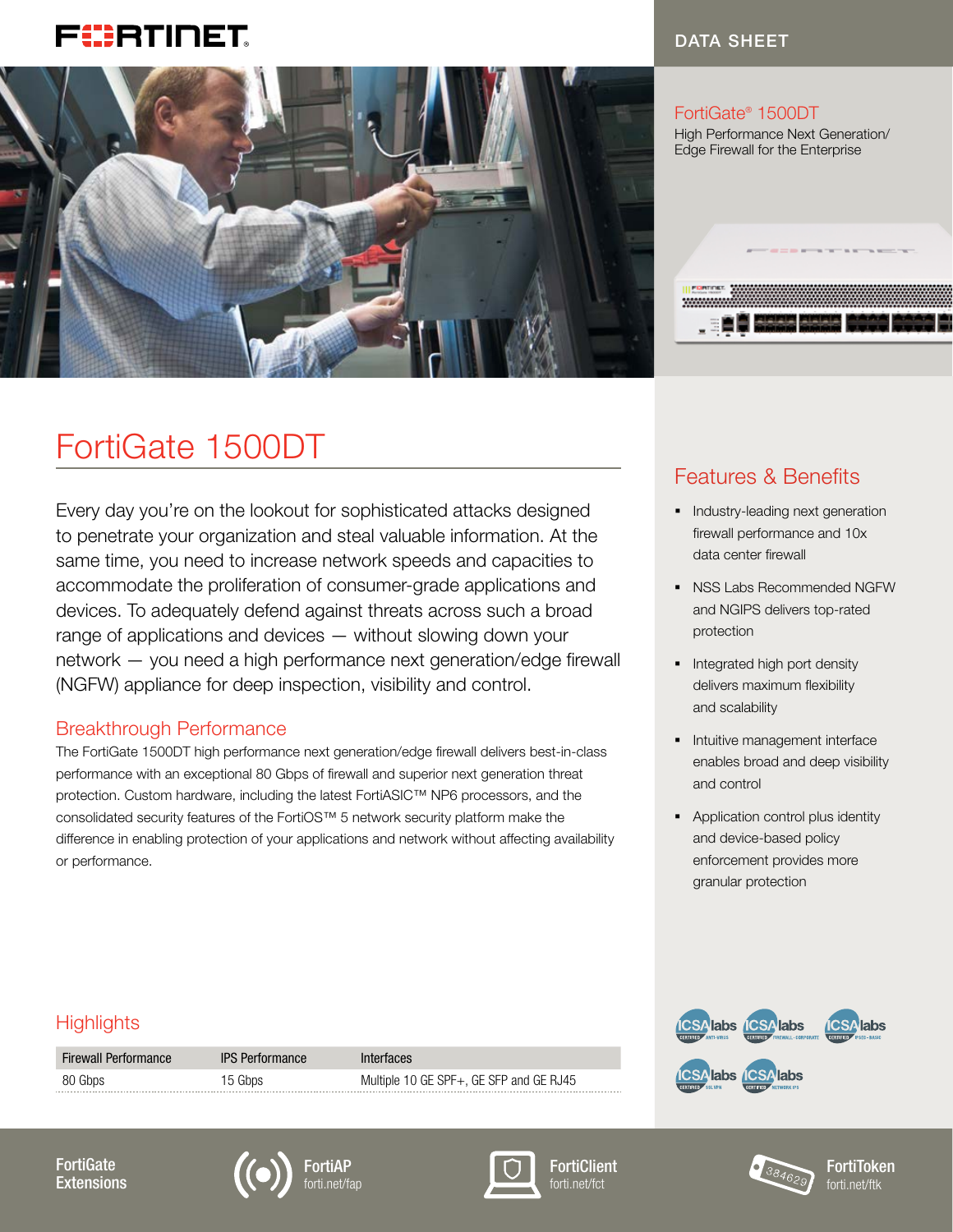DATA SHEET

FortiGate® 1500DT

High Performance Next Generation/ Edge Firewall for the Enterprise

# FortiGate 1500DT

Every day you're on the lookout for sophisticated attacks designed to penetrate your organization and steal valuable information. At the same time, you need to increase network speeds and capacities to accommodate the proliferation of consumer-grade applications and devices. To adequately defend against threats across such a broad range of applications and devices — without slowing down your network — you need a high performance next generation/edge firewall (NGFW) appliance for deep inspection, visibility and control.

## Breakthrough Performance

The FortiGate 1500DT high performance next generation/edge firewall delivers best-in-class performance with an exceptional 80 Gbps of firewall and superior next generation threat protection. Custom hardware, including the latest FortiASIC™ NP6 processors, and the consolidated security features of the FortiOS™ 5 network security platform make the difference in enabling protection of your applications and network without affecting availability or performance.

## Features & Benefits

- Industry-leading next generation firewall performance and 10x data center firewall
- NSS Labs Recommended NGFW and NGIPS delivers top-rated protection
- Integrated high port density delivers maximum flexibility and scalability
- Intuitive management interface enables broad and deep visibility and control
- Application control plus identity and device-based policy enforcement provides more granular protection

## Highlights

| Firewall Performance | IPS Performance | Interfaces |
|---|---|---|
| 80 Gbps | 15 Gbps | Multiple 10 GE SPF+, GE SFP and GE RJ45 |

ICSA labs Certified Anti-Virus · ICSA labs Certified Firewall - Corporate · ICSA labs Certified IPSec - Basic · ICSA labs Certified SSL VPN · ICSA labs Certified Network IPS

**FortiGate Extensions**

FortiAP forti.net/fap

FortiClient forti.net/fct

FortiToken forti.net/ftk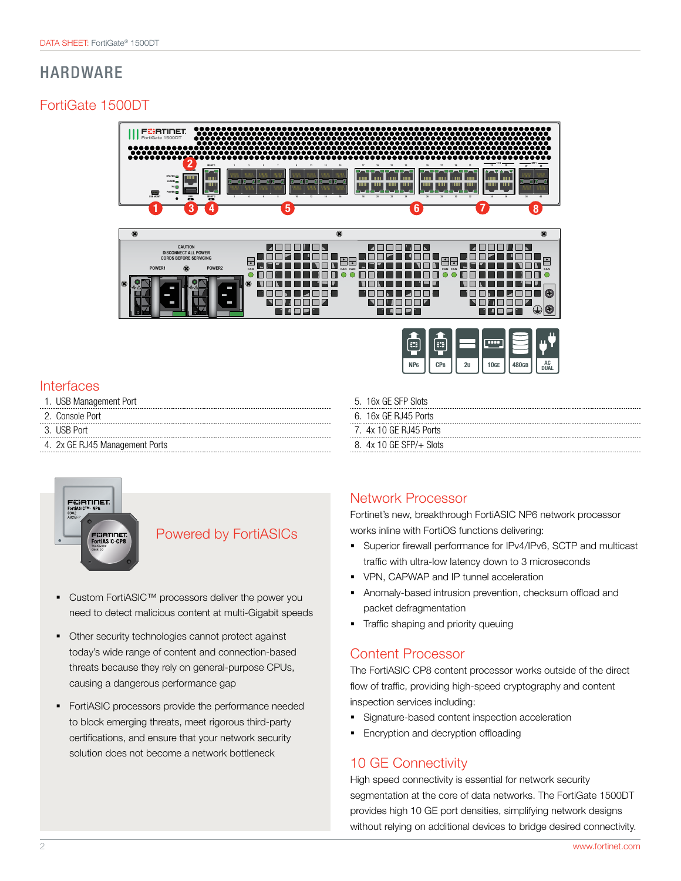# HARDWARE

## FortiGate 1500DT

NP6 | CP8 | 2U | 10GE | 480GB | AC DUAL

## Interfaces

1. USB Management Port
2. Console Port
3. USB Port
4. 2x GE RJ45 Management Ports
5. 16x GE SFP Slots
6. 16x GE RJ45 Ports
7. 4x 10 GE RJ45 Ports
8. 4x 10 GE SFP/+ Slots

## Powered by FortiASICs

- Custom FortiASIC™ processors deliver the power you need to detect malicious content at multi-Gigabit speeds
- Other security technologies cannot protect against today's wide range of content and connection-based threats because they rely on general-purpose CPUs, causing a dangerous performance gap
- FortiASIC processors provide the performance needed to block emerging threats, meet rigorous third-party certifications, and ensure that your network security solution does not become a network bottleneck

## Network Processor

Fortinet's new, breakthrough FortiASIC NP6 network processor works inline with FortiOS functions delivering:

- Superior firewall performance for IPv4/IPv6, SCTP and multicast traffic with ultra-low latency down to 3 microseconds
- VPN, CAPWAP and IP tunnel acceleration
- Anomaly-based intrusion prevention, checksum offload and packet defragmentation
- Traffic shaping and priority queuing

## Content Processor

The FortiASIC CP8 content processor works outside of the direct flow of traffic, providing high-speed cryptography and content inspection services including:

- Signature-based content inspection acceleration
- Encryption and decryption offloading

## 10 GE Connectivity

High speed connectivity is essential for network security segmentation at the core of data networks. The FortiGate 1500DT provides high 10 GE port densities, simplifying network designs without relying on additional devices to bridge desired connectivity.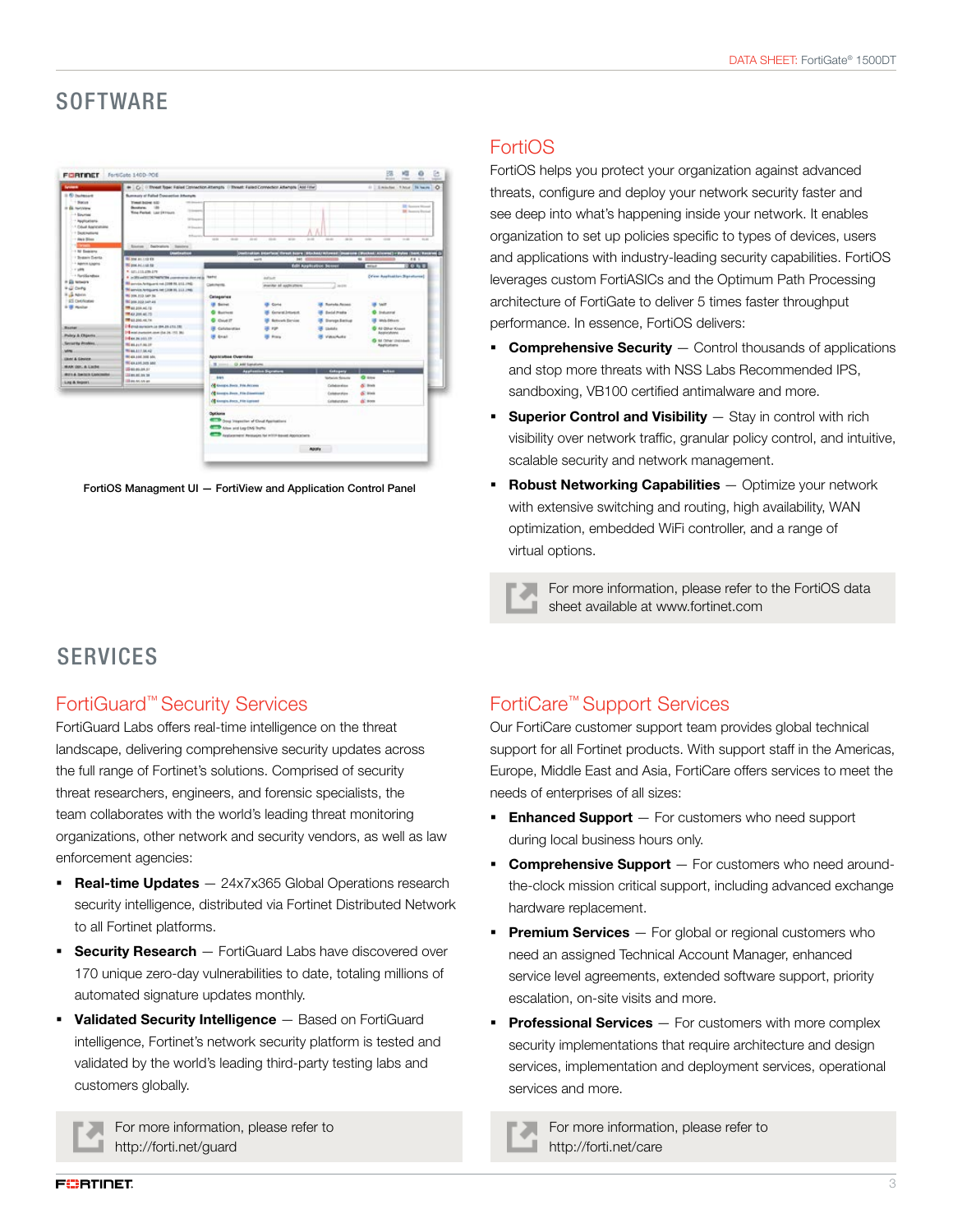# SOFTWARE

FortiOS Managment UI — FortiView and Application Control Panel

## FortiOS

FortiOS helps you protect your organization against advanced threats, configure and deploy your network security faster and see deep into what's happening inside your network. It enables organization to set up policies specific to types of devices, users and applications with industry-leading security capabilities. FortiOS leverages custom FortiASICs and the Optimum Path Processing architecture of FortiGate to deliver 5 times faster throughput performance. In essence, FortiOS delivers:

- **Comprehensive Security** — Control thousands of applications and stop more threats with NSS Labs Recommended IPS, sandboxing, VB100 certified antimalware and more.
- **Superior Control and Visibility** — Stay in control with rich visibility over network traffic, granular policy control, and intuitive, scalable security and network management.
- **Robust Networking Capabilities** — Optimize your network with extensive switching and routing, high availability, WAN optimization, embedded WiFi controller, and a range of virtual options.

For more information, please refer to the FortiOS data sheet available at www.fortinet.com

# SERVICES

## FortiGuard™ Security Services

FortiGuard Labs offers real-time intelligence on the threat landscape, delivering comprehensive security updates across the full range of Fortinet's solutions. Comprised of security threat researchers, engineers, and forensic specialists, the team collaborates with the world's leading threat monitoring organizations, other network and security vendors, as well as law enforcement agencies:

- **Real-time Updates** — 24x7x365 Global Operations research security intelligence, distributed via Fortinet Distributed Network to all Fortinet platforms.
- **Security Research** — FortiGuard Labs have discovered over 170 unique zero-day vulnerabilities to date, totaling millions of automated signature updates monthly.
- **Validated Security Intelligence** — Based on FortiGuard intelligence, Fortinet's network security platform is tested and validated by the world's leading third-party testing labs and customers globally.

For more information, please refer to http://forti.net/guard

## FortiCare™ Support Services

Our FortiCare customer support team provides global technical support for all Fortinet products. With support staff in the Americas, Europe, Middle East and Asia, FortiCare offers services to meet the needs of enterprises of all sizes:

- **Enhanced Support** — For customers who need support during local business hours only.
- **Comprehensive Support** — For customers who need around-the-clock mission critical support, including advanced exchange hardware replacement.
- **Premium Services** — For global or regional customers who need an assigned Technical Account Manager, enhanced service level agreements, extended software support, priority escalation, on-site visits and more.
- **Professional Services** — For customers with more complex security implementations that require architecture and design services, implementation and deployment services, operational services and more.

For more information, please refer to http://forti.net/care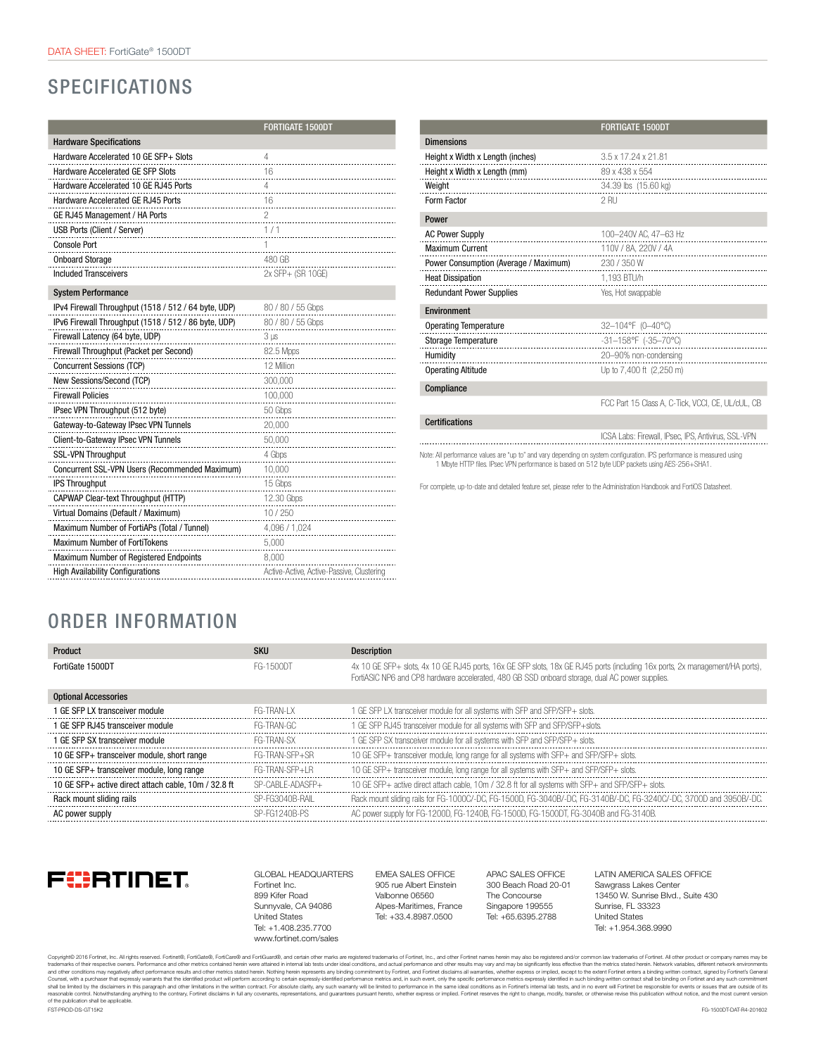## SPECIFICATIONS

| | FORTIGATE 1500DT |
|---|---|
| **Hardware Specifications** | |
| Hardware Accelerated 10 GE SFP+ Slots | 4 |
| Hardware Accelerated GE SFP Slots | 16 |
| Hardware Accelerated 10 GE RJ45 Ports | 4 |
| Hardware Accelerated GE RJ45 Ports | 16 |
| GE RJ45 Management / HA Ports | 2 |
| USB Ports (Client / Server) | 1 / 1 |
| Console Port | 1 |
| Onboard Storage | 480 GB |
| Included Transceivers | 2x SFP+ (SR 10GE) |
| **System Performance** | |
| IPv4 Firewall Throughput (1518 / 512 / 64 byte, UDP) | 80 / 80 / 55 Gbps |
| IPv6 Firewall Throughput (1518 / 512 / 86 byte, UDP) | 80 / 80 / 55 Gbps |
| Firewall Latency (64 byte, UDP) | 3 μs |
| Firewall Throughput (Packet per Second) | 82.5 Mpps |
| Concurrent Sessions (TCP) | 12 Million |
| New Sessions/Second (TCP) | 300,000 |
| Firewall Policies | 100,000 |
| IPsec VPN Throughput (512 byte) | 50 Gbps |
| Gateway-to-Gateway IPsec VPN Tunnels | 20,000 |
| Client-to-Gateway IPsec VPN Tunnels | 50,000 |
| SSL-VPN Throughput | 4 Gbps |
| Concurrent SSL-VPN Users (Recommended Maximum) | 10,000 |
| IPS Throughput | 15 Gbps |
| CAPWAP Clear-text Throughput (HTTP) | 12.30 Gbps |
| Virtual Domains (Default / Maximum) | 10 / 250 |
| Maximum Number of FortiAPs (Total / Tunnel) | 4,096 / 1,024 |
| Maximum Number of FortiTokens | 5,000 |
| Maximum Number of Registered Endpoints | 8,000 |
| High Availability Configurations | Active-Active, Active-Passive, Clustering |

| | FORTIGATE 1500DT |
|---|---|
| **Dimensions** | |
| Height x Width x Length (inches) | 3.5 x 17.24 x 21.81 |
| Height x Width x Length (mm) | 89 x 438 x 554 |
| Weight | 34.39 lbs (15.60 kg) |
| Form Factor | 2 RU |
| **Power** | |
| AC Power Supply | 100–240V AC, 47–63 Hz |
| Maximum Current | 110V / 8A, 220V / 4A |
| Power Consumption (Average / Maximum) | 230 / 350 W |
| Heat Dissipation | 1,193 BTU/h |
| Redundant Power Supplies | Yes, Hot swappable |
| **Environment** | |
| Operating Temperature | 32–104°F (0–40°C) |
| Storage Temperature | -31–158°F (-35–70°C) |
| Humidity | 20–90% non-condensing |
| Operating Altitude | Up to 7,400 ft (2,250 m) |
| **Compliance** | |
| | FCC Part 15 Class A, C-Tick, VCCI, CE, UL/cUL, CB |
| **Certifications** | |
| | ICSA Labs: Firewall, IPsec, IPS, Antivirus, SSL-VPN |

Note: All performance values are "up to" and vary depending on system configuration. IPS performance is measured using 1 Mbyte HTTP files. IPsec VPN performance is based on 512 byte UDP packets using AES-256+SHA1.

For complete, up-to-date and detailed feature set, please refer to the Administration Handbook and FortiOS Datasheet.

## ORDER INFORMATION

| Product | SKU | Description |
|---|---|---|
| FortiGate 1500DT | FG-1500DT | 4x 10 GE SFP+ slots, 4x 10 GE RJ45 ports, 16x GE SFP slots, 18x GE RJ45 ports (including 16x ports, 2x management/HA ports), FortiASIC NP6 and CP8 hardware accelerated, 480 GB SSD onboard storage, dual AC power supplies. |
| **Optional Accessories** | | |
| 1 GE SFP LX transceiver module | FG-TRAN-LX | 1 GE SFP LX transceiver module for all systems with SFP and SFP/SFP+ slots. |
| 1 GE SFP RJ45 transceiver module | FG-TRAN-GC | 1 GE SFP RJ45 transceiver module for all systems with SFP and SFP/SFP+slots. |
| 1 GE SFP SX transceiver module | FG-TRAN-SX | 1 GE SFP SX transceiver module for all systems with SFP and SFP/SFP+ slots. |
| 10 GE SFP+ transceiver module, short range | FG-TRAN-SFP+SR | 10 GE SFP+ transceiver module, long range for all systems with SFP+ and SFP/SFP+ slots. |
| 10 GE SFP+ transceiver module, long range | FG-TRAN-SFP+LR | 10 GE SFP+ transceiver module, long range for all systems with SFP+ and SFP/SFP+ slots. |
| 10 GE SFP+ active direct attach cable, 10m / 32.8 ft | SP-CABLE-ADASFP+ | 10 GE SFP+ active direct attach cable, 10m / 32.8 ft for all systems with SFP+ and SFP/SFP+ slots. |
| Rack mount sliding rails | SP-FG3040B-RAIL | Rack mount sliding rails for FG-1000C/-DC, FG-1500D, FG-3040B/-DC, FG-3140B/-DC, FG-3240C/-DC, 3700D and 3950B/-DC |
| AC power supply | SP-FG1240B-PS | AC power supply for FG-1200D, FG-1240B, FG-1500D, FG-1500DT, FG-3040B and FG-3140B. |

FURTINET

GLOBAL HEADQUARTERS
Fortinet Inc.
899 Kifer Road
Sunnyvale, CA 94086
United States
Tel: +1.408.235.7700
www.fortinet.com/sales

EMEA SALES OFFICE
905 rue Albert Einstein
Valbonne 06560
Alpes-Maritimes, France
Tel: +33.4.8987.0500

APAC SALES OFFICE
300 Beach Road 20-01
The Concourse
Singapore 199555
Tel: +65.6395.2788

LATIN AMERICA SALES OFFICE
Sawgrass Lakes Center
13450 W. Sunrise Blvd., Suite 430
Sunrise, FL 33323
United States
Tel: +1.954.368.9990

Copyright© 2016 Fortinet, Inc. All rights reserved. Fortinet®, FortiGate®, FortiCare® and FortiGuard®, and certain other marks are registered trademarks of Fortinet, Inc., and other Fortinet names herein may also be registered and/or common law trademarks of Fortinet. All other product or company names may be trademarks of their respective owners. Performance and other metrics contained herein were attained in internal lab tests under ideal conditions, and actual performance and other results may vary and may be significantly less effective than the metrics stated herein. Network variables, different network environments and other conditions may negatively affect performance results and other metrics stated herein. Nothing herein represents any binding commitment by Fortinet, and Fortinet disclaims all warranties, whether express or implied, except to the extent Fortinet enters a binding written contract, signed by Fortinet's General Counsel, with a purchaser that expressly warrants that the identified product will perform according to certain expressly-identified performance metrics and, in such event, only the specific performance metrics expressly identified in such binding written contract shall be binding on Fortinet and any such commitment shall be limited by the disclaimers in this paragraph and other limitations in the written contract. For absolute clarity, any such warranty will be limited to performance in the same ideal conditions as in Fortinet's internal lab tests, and in no event will Fortinet be responsible for events or issues that are outside of its reasonable control. Notwithstanding anything to the contrary, Fortinet disclaims in full any covenants, representations, and guarantees pursuant hereto, whether express or implied. Fortinet reserves the right to change, modify, transfer, or otherwise revise this publication without notice, and the most current version of the publication shall be applicable.

FST-PROD-DS-GT15K2

FG-1500DT-DAT-R4-201602